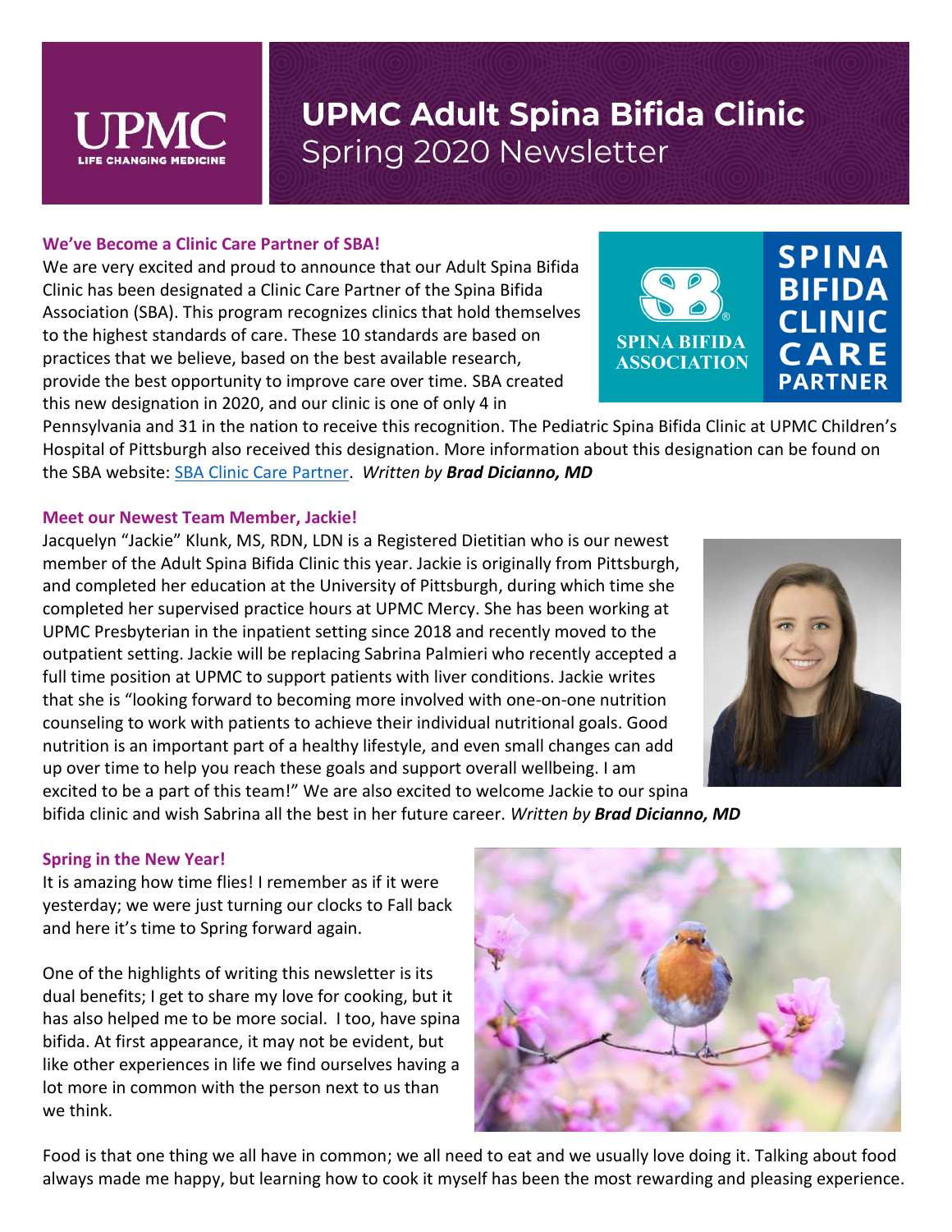# UPMC Adult Spina Bifida Clinic
## Spring 2020 Newsletter

### We've Become a Clinic Care Partner of SBA!

We are very excited and proud to announce that our Adult Spina Bifida Clinic has been designated a Clinic Care Partner of the Spina Bifida Association (SBA). This program recognizes clinics that hold themselves to the highest standards of care. These 10 standards are based on practices that we believe, based on the best available research, provide the best opportunity to improve care over time. SBA created this new designation in 2020, and our clinic is one of only 4 in Pennsylvania and 31 in the nation to receive this recognition. The Pediatric Spina Bifida Clinic at UPMC Children's Hospital of Pittsburgh also received this designation. More information about this designation can be found on the SBA website: SBA Clinic Care Partner. *Written by* ***Brad Dicianno, MD***

### Meet our Newest Team Member, Jackie!

Jacquelyn "Jackie" Klunk, MS, RDN, LDN is a Registered Dietitian who is our newest member of the Adult Spina Bifida Clinic this year. Jackie is originally from Pittsburgh, and completed her education at the University of Pittsburgh, during which time she completed her supervised practice hours at UPMC Mercy. She has been working at UPMC Presbyterian in the inpatient setting since 2018 and recently moved to the outpatient setting. Jackie will be replacing Sabrina Palmieri who recently accepted a full time position at UPMC to support patients with liver conditions. Jackie writes that she is "looking forward to becoming more involved with one-on-one nutrition counseling to work with patients to achieve their individual nutritional goals. Good nutrition is an important part of a healthy lifestyle, and even small changes can add up over time to help you reach these goals and support overall wellbeing. I am excited to be a part of this team!" We are also excited to welcome Jackie to our spina bifida clinic and wish Sabrina all the best in her future career. *Written by* ***Brad Dicianno, MD***

### Spring in the New Year!

It is amazing how time flies! I remember as if it were yesterday; we were just turning our clocks to Fall back and here it's time to Spring forward again.

One of the highlights of writing this newsletter is its dual benefits; I get to share my love for cooking, but it has also helped me to be more social. I too, have spina bifida. At first appearance, it may not be evident, but like other experiences in life we find ourselves having a lot more in common with the person next to us than we think.

Food is that one thing we all have in common; we all need to eat and we usually love doing it. Talking about food always made me happy, but learning how to cook it myself has been the most rewarding and pleasing experience.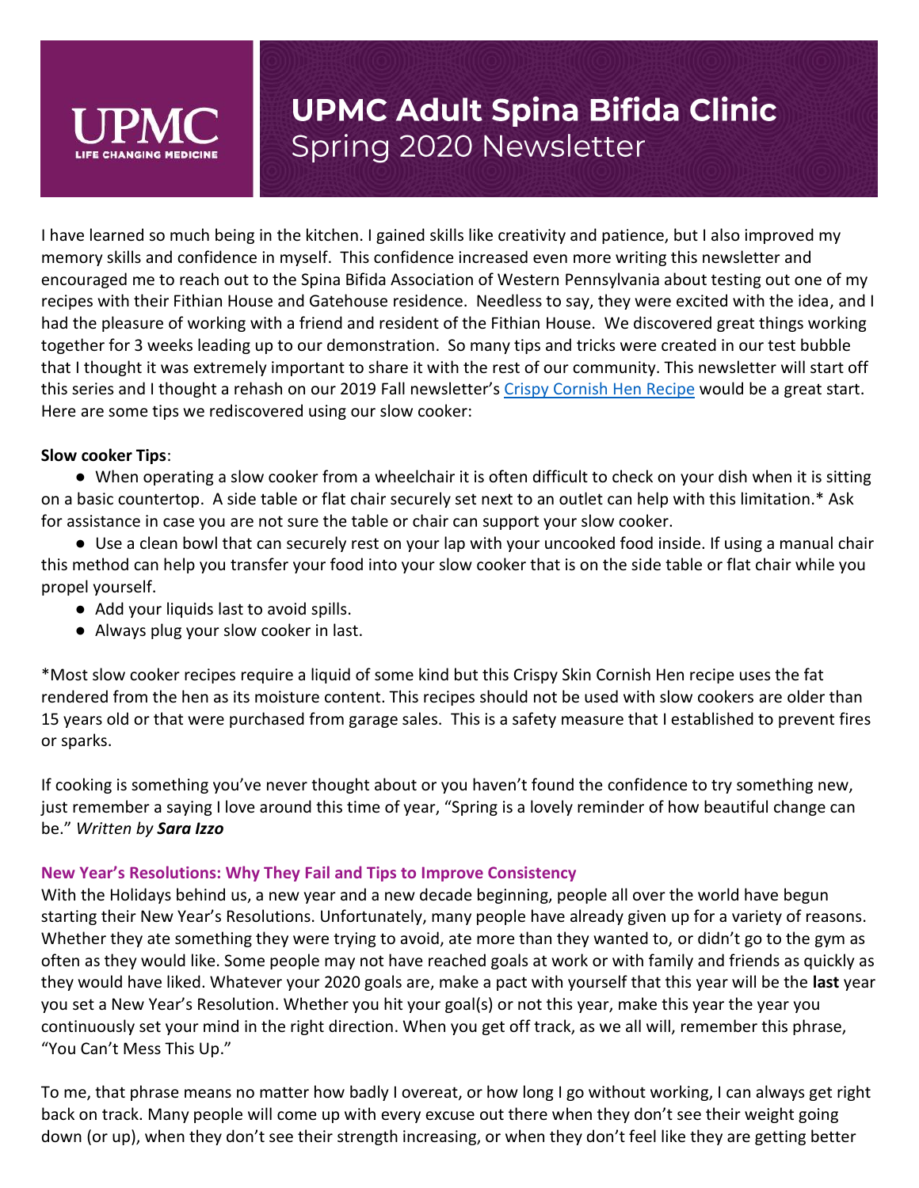# UPMC Adult Spina Bifida Clinic
## Spring 2020 Newsletter

I have learned so much being in the kitchen. I gained skills like creativity and patience, but I also improved my memory skills and confidence in myself. This confidence increased even more writing this newsletter and encouraged me to reach out to the Spina Bifida Association of Western Pennsylvania about testing out one of my recipes with their Fithian House and Gatehouse residence. Needless to say, they were excited with the idea, and I had the pleasure of working with a friend and resident of the Fithian House. We discovered great things working together for 3 weeks leading up to our demonstration. So many tips and tricks were created in our test bubble that I thought it was extremely important to share it with the rest of our community. This newsletter will start off this series and I thought a rehash on our 2019 Fall newsletter's Crispy Cornish Hen Recipe would be a great start. Here are some tips we rediscovered using our slow cooker:

**Slow cooker Tips**:

- When operating a slow cooker from a wheelchair it is often difficult to check on your dish when it is sitting on a basic countertop. A side table or flat chair securely set next to an outlet can help with this limitation.* Ask for assistance in case you are not sure the table or chair can support your slow cooker.
- Use a clean bowl that can securely rest on your lap with your uncooked food inside. If using a manual chair this method can help you transfer your food into your slow cooker that is on the side table or flat chair while you propel yourself.
- Add your liquids last to avoid spills.
- Always plug your slow cooker in last.

*Most slow cooker recipes require a liquid of some kind but this Crispy Skin Cornish Hen recipe uses the fat rendered from the hen as its moisture content. This recipes should not be used with slow cookers are older than 15 years old or that were purchased from garage sales. This is a safety measure that I established to prevent fires or sparks.

If cooking is something you've never thought about or you haven't found the confidence to try something new, just remember a saying I love around this time of year, "Spring is a lovely reminder of how beautiful change can be." *Written by **Sara Izzo***

### New Year's Resolutions: Why They Fail and Tips to Improve Consistency

With the Holidays behind us, a new year and a new decade beginning, people all over the world have begun starting their New Year's Resolutions. Unfortunately, many people have already given up for a variety of reasons. Whether they ate something they were trying to avoid, ate more than they wanted to, or didn't go to the gym as often as they would like. Some people may not have reached goals at work or with family and friends as quickly as they would have liked. Whatever your 2020 goals are, make a pact with yourself that this year will be the **last** year you set a New Year's Resolution. Whether you hit your goal(s) or not this year, make this year the year you continuously set your mind in the right direction. When you get off track, as we all will, remember this phrase, "You Can't Mess This Up."

To me, that phrase means no matter how badly I overeat, or how long I go without working, I can always get right back on track. Many people will come up with every excuse out there when they don't see their weight going down (or up), when they don't see their strength increasing, or when they don't feel like they are getting better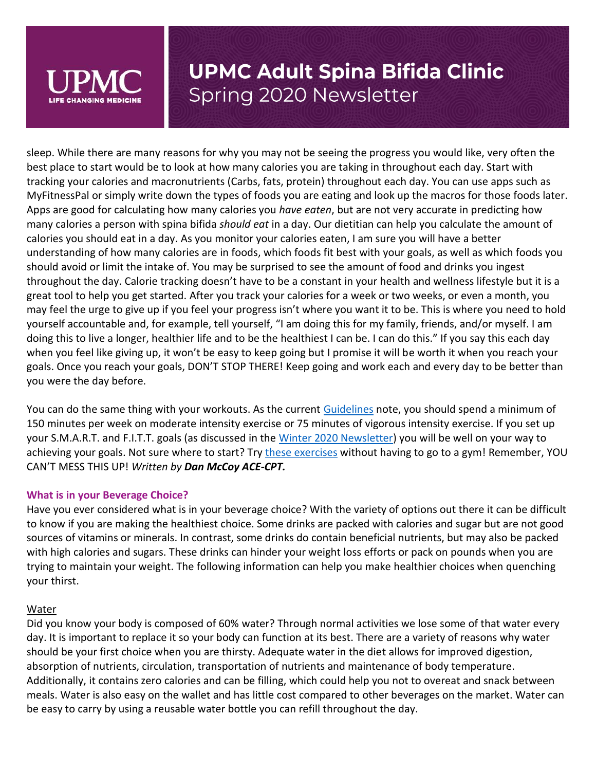sleep. While there are many reasons for why you may not be seeing the progress you would like, very often the best place to start would be to look at how many calories you are taking in throughout each day. Start with tracking your calories and macronutrients (Carbs, fats, protein) throughout each day. You can use apps such as MyFitnessPal or simply write down the types of foods you are eating and look up the macros for those foods later. Apps are good for calculating how many calories you *have eaten*, but are not very accurate in predicting how many calories a person with spina bifida *should eat* in a day. Our dietitian can help you calculate the amount of calories you should eat in a day. As you monitor your calories eaten, I am sure you will have a better understanding of how many calories are in foods, which foods fit best with your goals, as well as which foods you should avoid or limit the intake of. You may be surprised to see the amount of food and drinks you ingest throughout the day. Calorie tracking doesn't have to be a constant in your health and wellness lifestyle but it is a great tool to help you get started. After you track your calories for a week or two weeks, or even a month, you may feel the urge to give up if you feel your progress isn't where you want it to be. This is where you need to hold yourself accountable and, for example, tell yourself, "I am doing this for my family, friends, and/or myself. I am doing this to live a longer, healthier life and to be the healthiest I can be. I can do this." If you say this each day when you feel like giving up, it won't be easy to keep going but I promise it will be worth it when you reach your goals. Once you reach your goals, DON'T STOP THERE! Keep going and work each and every day to be better than you were the day before.

You can do the same thing with your workouts. As the current Guidelines note, you should spend a minimum of 150 minutes per week on moderate intensity exercise or 75 minutes of vigorous intensity exercise. If you set up your S.M.A.R.T. and F.I.T.T. goals (as discussed in the Winter 2020 Newsletter) you will be well on your way to achieving your goals. Not sure where to start? Try these exercises without having to go to a gym! Remember, YOU CAN'T MESS THIS UP! *Written by* ***Dan McCoy ACE-CPT.***

### What is in your Beverage Choice?

Have you ever considered what is in your beverage choice? With the variety of options out there it can be difficult to know if you are making the healthiest choice. Some drinks are packed with calories and sugar but are not good sources of vitamins or minerals. In contrast, some drinks do contain beneficial nutrients, but may also be packed with high calories and sugars. These drinks can hinder your weight loss efforts or pack on pounds when you are trying to maintain your weight. The following information can help you make healthier choices when quenching your thirst.

#### Water

Did you know your body is composed of 60% water? Through normal activities we lose some of that water every day. It is important to replace it so your body can function at its best. There are a variety of reasons why water should be your first choice when you are thirsty. Adequate water in the diet allows for improved digestion, absorption of nutrients, circulation, transportation of nutrients and maintenance of body temperature. Additionally, it contains zero calories and can be filling, which could help you not to overeat and snack between meals. Water is also easy on the wallet and has little cost compared to other beverages on the market. Water can be easy to carry by using a reusable water bottle you can refill throughout the day.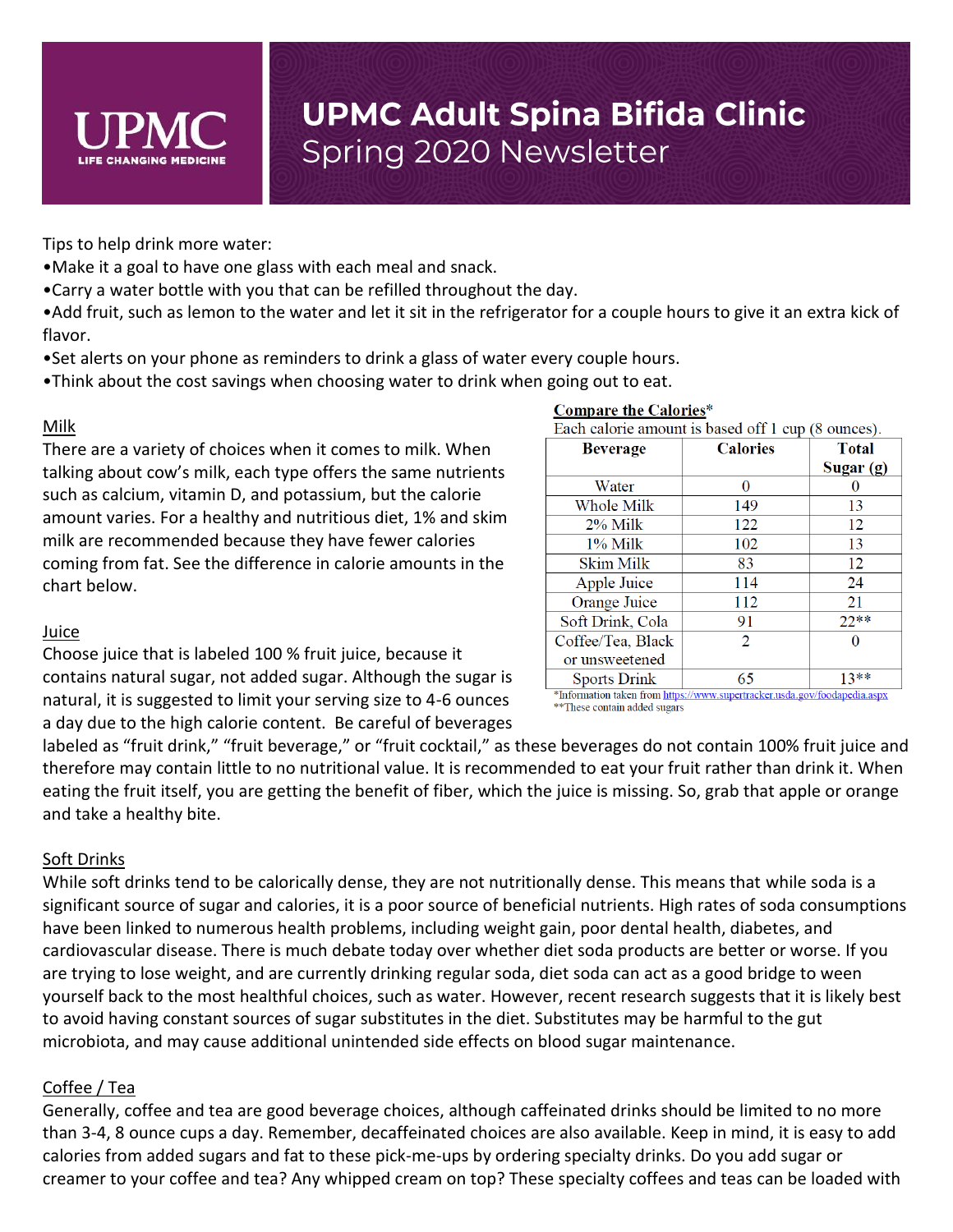# UPMC Adult Spina Bifida Clinic

## Spring 2020 Newsletter

Tips to help drink more water:

- Make it a goal to have one glass with each meal and snack.
- Carry a water bottle with you that can be refilled throughout the day.
- Add fruit, such as lemon to the water and let it sit in the refrigerator for a couple hours to give it an extra kick of flavor.
- Set alerts on your phone as reminders to drink a glass of water every couple hours.
- Think about the cost savings when choosing water to drink when going out to eat.

### Milk

There are a variety of choices when it comes to milk. When talking about cow's milk, each type offers the same nutrients such as calcium, vitamin D, and potassium, but the calorie amount varies. For a healthy and nutritious diet, 1% and skim milk are recommended because they have fewer calories coming from fat. See the difference in calorie amounts in the chart below.

**Compare the Calories***

Each calorie amount is based off 1 cup (8 ounces).

| Beverage | Calories | Total Sugar (g) |
|---|---|---|
| Water | 0 | 0 |
| Whole Milk | 149 | 13 |
| 2% Milk | 122 | 12 |
| 1% Milk | 102 | 13 |
| Skim Milk | 83 | 12 |
| Apple Juice | 114 | 24 |
| Orange Juice | 112 | 21 |
| Soft Drink, Cola | 91 | 22** |
| Coffee/Tea, Black or unsweetened | 2 | 0 |
| Sports Drink | 65 | 13** |

*Information taken from https://www.supertracker.usda.gov/foodapedia.aspx

**These contain added sugars

### Juice

Choose juice that is labeled 100 % fruit juice, because it contains natural sugar, not added sugar. Although the sugar is natural, it is suggested to limit your serving size to 4-6 ounces a day due to the high calorie content. Be careful of beverages labeled as "fruit drink," "fruit beverage," or "fruit cocktail," as these beverages do not contain 100% fruit juice and therefore may contain little to no nutritional value. It is recommended to eat your fruit rather than drink it. When eating the fruit itself, you are getting the benefit of fiber, which the juice is missing. So, grab that apple or orange and take a healthy bite.

### Soft Drinks

While soft drinks tend to be calorically dense, they are not nutritionally dense. This means that while soda is a significant source of sugar and calories, it is a poor source of beneficial nutrients. High rates of soda consumptions have been linked to numerous health problems, including weight gain, poor dental health, diabetes, and cardiovascular disease. There is much debate today over whether diet soda products are better or worse. If you are trying to lose weight, and are currently drinking regular soda, diet soda can act as a good bridge to ween yourself back to the most healthful choices, such as water. However, recent research suggests that it is likely best to avoid having constant sources of sugar substitutes in the diet. Substitutes may be harmful to the gut microbiota, and may cause additional unintended side effects on blood sugar maintenance.

### Coffee / Tea

Generally, coffee and tea are good beverage choices, although caffeinated drinks should be limited to no more than 3-4, 8 ounce cups a day. Remember, decaffeinated choices are also available. Keep in mind, it is easy to add calories from added sugars and fat to these pick-me-ups by ordering specialty drinks. Do you add sugar or creamer to your coffee and tea? Any whipped cream on top? These specialty coffees and teas can be loaded with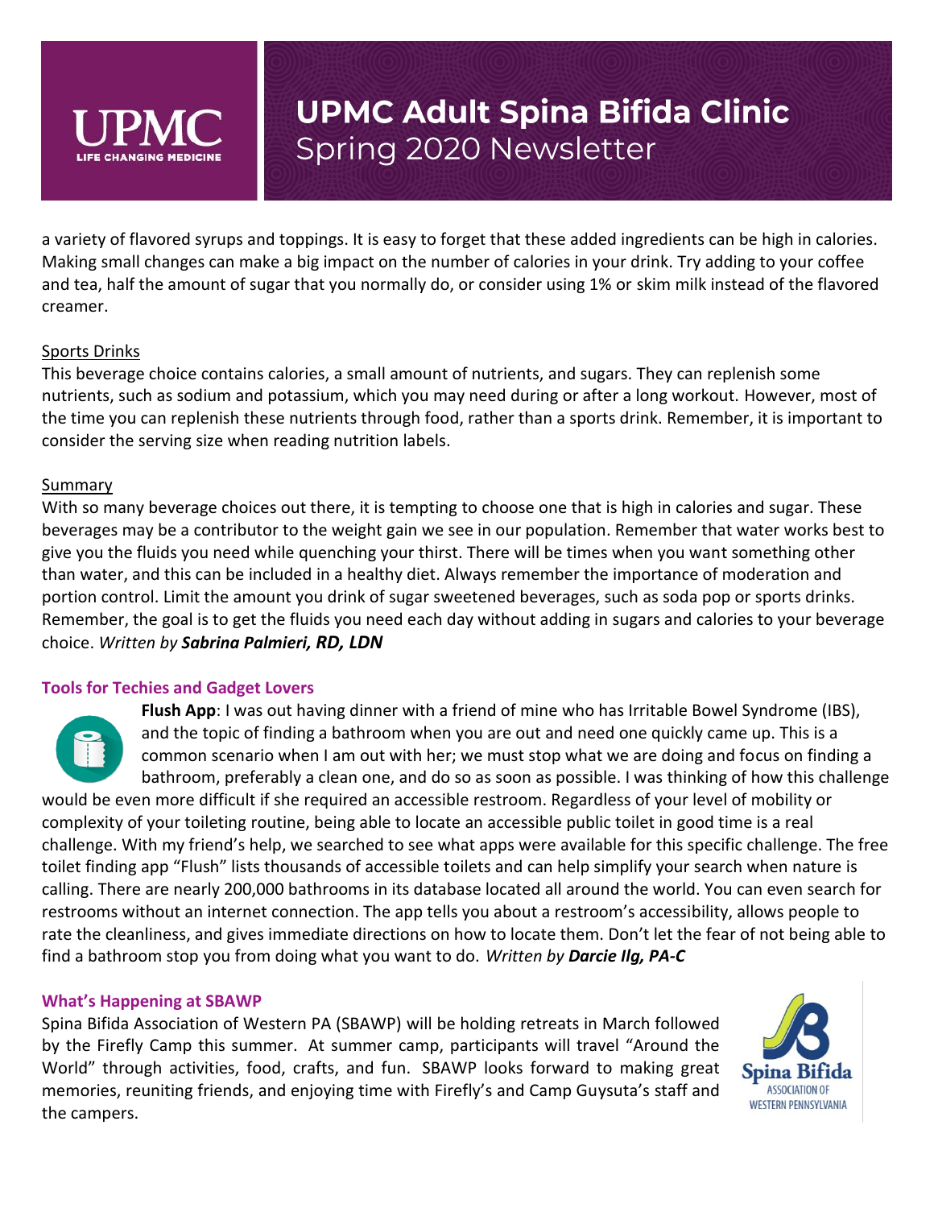a variety of flavored syrups and toppings. It is easy to forget that these added ingredients can be high in calories. Making small changes can make a big impact on the number of calories in your drink. Try adding to your coffee and tea, half the amount of sugar that you normally do, or consider using 1% or skim milk instead of the flavored creamer.

Sports Drinks

This beverage choice contains calories, a small amount of nutrients, and sugars. They can replenish some nutrients, such as sodium and potassium, which you may need during or after a long workout. However, most of the time you can replenish these nutrients through food, rather than a sports drink. Remember, it is important to consider the serving size when reading nutrition labels.

Summary

With so many beverage choices out there, it is tempting to choose one that is high in calories and sugar. These beverages may be a contributor to the weight gain we see in our population. Remember that water works best to give you the fluids you need while quenching your thirst. There will be times when you want something other than water, and this can be included in a healthy diet. Always remember the importance of moderation and portion control. Limit the amount you drink of sugar sweetened beverages, such as soda pop or sports drinks. Remember, the goal is to get the fluids you need each day without adding in sugars and calories to your beverage choice. *Written by **Sabrina Palmieri, RD, LDN***

### Tools for Techies and Gadget Lovers

**Flush App**: I was out having dinner with a friend of mine who has Irritable Bowel Syndrome (IBS), and the topic of finding a bathroom when you are out and need one quickly came up. This is a common scenario when I am out with her; we must stop what we are doing and focus on finding a bathroom, preferably a clean one, and do so as soon as possible. I was thinking of how this challenge would be even more difficult if she required an accessible restroom. Regardless of your level of mobility or complexity of your toileting routine, being able to locate an accessible public toilet in good time is a real challenge. With my friend's help, we searched to see what apps were available for this specific challenge. The free toilet finding app "Flush" lists thousands of accessible toilets and can help simplify your search when nature is calling. There are nearly 200,000 bathrooms in its database located all around the world. You can even search for restrooms without an internet connection. The app tells you about a restroom's accessibility, allows people to rate the cleanliness, and gives immediate directions on how to locate them. Don't let the fear of not being able to find a bathroom stop you from doing what you want to do. *Written by **Darcie Ilg, PA-C***

### What's Happening at SBAWP

Spina Bifida Association of Western PA (SBAWP) will be holding retreats in March followed by the Firefly Camp this summer. At summer camp, participants will travel "Around the World" through activities, food, crafts, and fun. SBAWP looks forward to making great memories, reuniting friends, and enjoying time with Firefly's and Camp Guysuta's staff and the campers.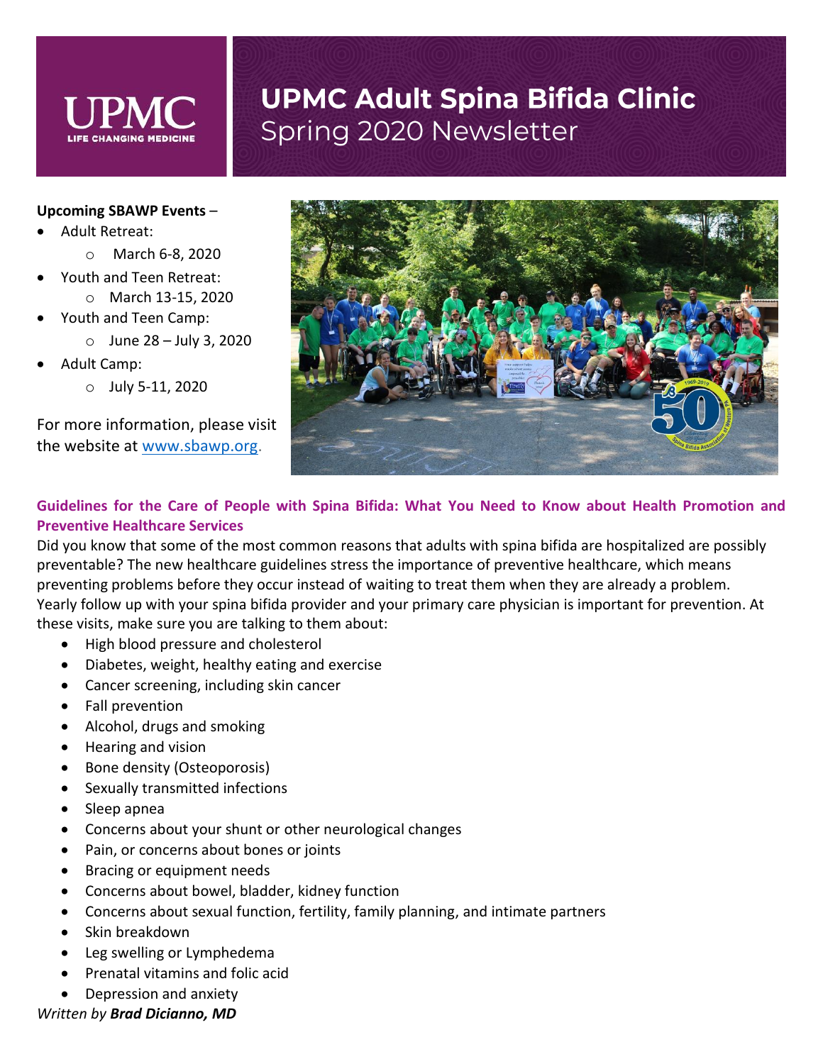# UPMC Adult Spina Bifida Clinic
## Spring 2020 Newsletter

**Upcoming SBAWP Events** –

- Adult Retreat:
  - March 6-8, 2020
- Youth and Teen Retreat:
  - March 13-15, 2020
- Youth and Teen Camp:
  - June 28 – July 3, 2020
- Adult Camp:
  - July 5-11, 2020

For more information, please visit the website at www.sbawp.org.

### Guidelines for the Care of People with Spina Bifida: What You Need to Know about Health Promotion and Preventive Healthcare Services

Did you know that some of the most common reasons that adults with spina bifida are hospitalized are possibly preventable? The new healthcare guidelines stress the importance of preventive healthcare, which means preventing problems before they occur instead of waiting to treat them when they are already a problem. Yearly follow up with your spina bifida provider and your primary care physician is important for prevention. At these visits, make sure you are talking to them about:

- High blood pressure and cholesterol
- Diabetes, weight, healthy eating and exercise
- Cancer screening, including skin cancer
- Fall prevention
- Alcohol, drugs and smoking
- Hearing and vision
- Bone density (Osteoporosis)
- Sexually transmitted infections
- Sleep apnea
- Concerns about your shunt or other neurological changes
- Pain, or concerns about bones or joints
- Bracing or equipment needs
- Concerns about bowel, bladder, kidney function
- Concerns about sexual function, fertility, family planning, and intimate partners
- Skin breakdown
- Leg swelling or Lymphedema
- Prenatal vitamins and folic acid
- Depression and anxiety

*Written by **Brad Dicianno, MD***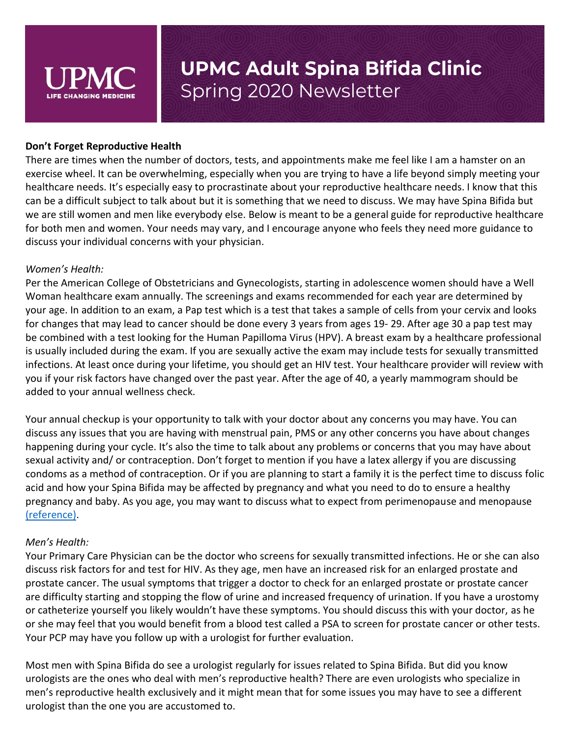# UPMC Adult Spina Bifida Clinic
## Spring 2020 Newsletter

**Don't Forget Reproductive Health**

There are times when the number of doctors, tests, and appointments make me feel like I am a hamster on an exercise wheel. It can be overwhelming, especially when you are trying to have a life beyond simply meeting your healthcare needs. It's especially easy to procrastinate about your reproductive healthcare needs. I know that this can be a difficult subject to talk about but it is something that we need to discuss. We may have Spina Bifida but we are still women and men like everybody else. Below is meant to be a general guide for reproductive healthcare for both men and women. Your needs may vary, and I encourage anyone who feels they need more guidance to discuss your individual concerns with your physician.

*Women's Health:*

Per the American College of Obstetricians and Gynecologists, starting in adolescence women should have a Well Woman healthcare exam annually. The screenings and exams recommended for each year are determined by your age. In addition to an exam, a Pap test which is a test that takes a sample of cells from your cervix and looks for changes that may lead to cancer should be done every 3 years from ages 19- 29. After age 30 a pap test may be combined with a test looking for the Human Papilloma Virus (HPV). A breast exam by a healthcare professional is usually included during the exam. If you are sexually active the exam may include tests for sexually transmitted infections. At least once during your lifetime, you should get an HIV test. Your healthcare provider will review with you if your risk factors have changed over the past year. After the age of 40, a yearly mammogram should be added to your annual wellness check.

Your annual checkup is your opportunity to talk with your doctor about any concerns you may have. You can discuss any issues that you are having with menstrual pain, PMS or any other concerns you have about changes happening during your cycle. It's also the time to talk about any problems or concerns that you may have about sexual activity and/ or contraception. Don't forget to mention if you have a latex allergy if you are discussing condoms as a method of contraception. Or if you are planning to start a family it is the perfect time to discuss folic acid and how your Spina Bifida may be affected by pregnancy and what you need to do to ensure a healthy pregnancy and baby. As you age, you may want to discuss what to expect from perimenopause and menopause (reference).

*Men's Health:*

Your Primary Care Physician can be the doctor who screens for sexually transmitted infections. He or she can also discuss risk factors for and test for HIV. As they age, men have an increased risk for an enlarged prostate and prostate cancer. The usual symptoms that trigger a doctor to check for an enlarged prostate or prostate cancer are difficulty starting and stopping the flow of urine and increased frequency of urination. If you have a urostomy or catheterize yourself you likely wouldn't have these symptoms. You should discuss this with your doctor, as he or she may feel that you would benefit from a blood test called a PSA to screen for prostate cancer or other tests. Your PCP may have you follow up with a urologist for further evaluation.

Most men with Spina Bifida do see a urologist regularly for issues related to Spina Bifida. But did you know urologists are the ones who deal with men's reproductive health? There are even urologists who specialize in men's reproductive health exclusively and it might mean that for some issues you may have to see a different urologist than the one you are accustomed to.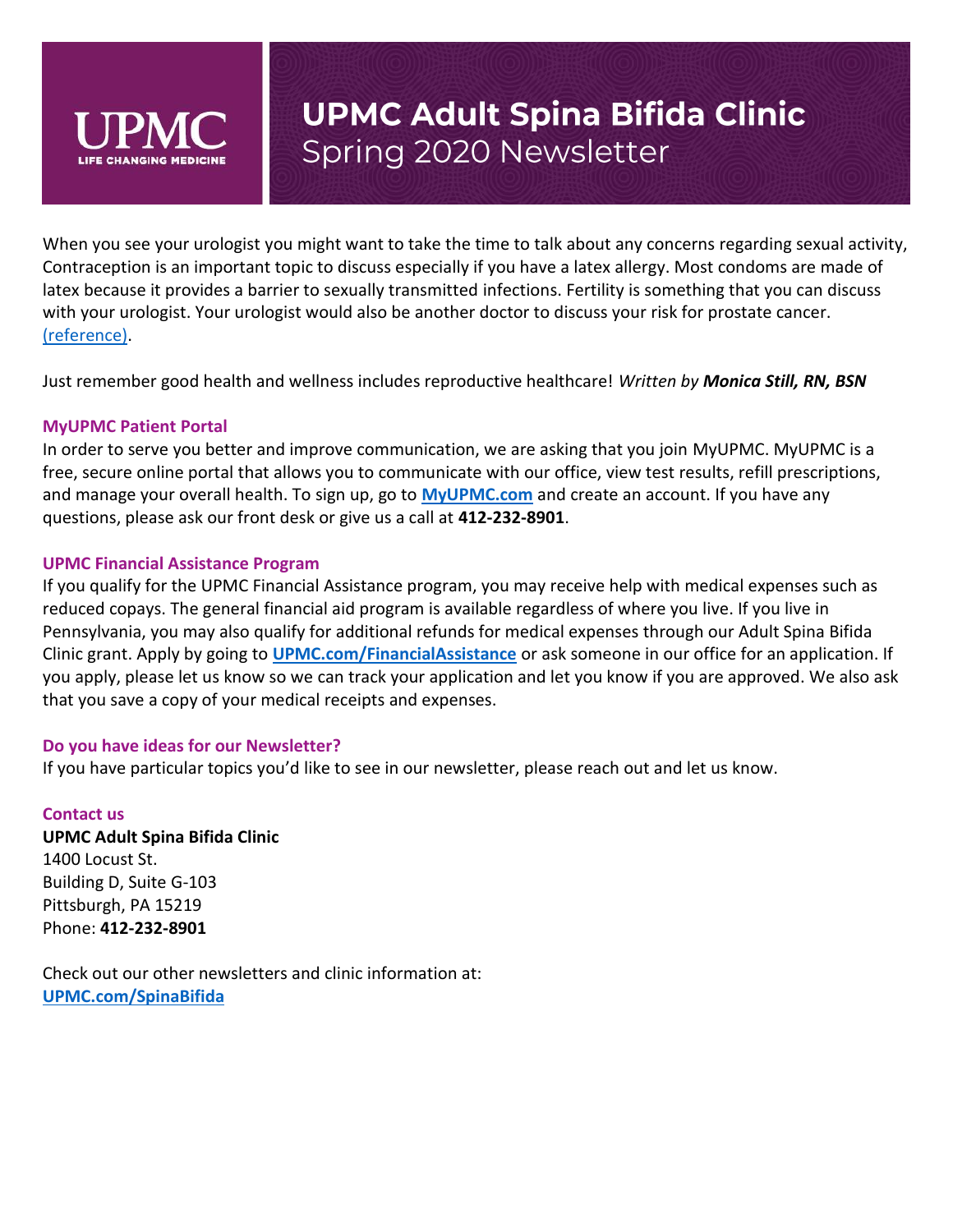# UPMC Adult Spina Bifida Clinic
## Spring 2020 Newsletter

When you see your urologist you might want to take the time to talk about any concerns regarding sexual activity, Contraception is an important topic to discuss especially if you have a latex allergy. Most condoms are made of latex because it provides a barrier to sexually transmitted infections. Fertility is something that you can discuss with your urologist. Your urologist would also be another doctor to discuss your risk for prostate cancer. (reference).

Just remember good health and wellness includes reproductive healthcare! *Written by **Monica Still, RN, BSN***

### MyUPMC Patient Portal

In order to serve you better and improve communication, we are asking that you join MyUPMC. MyUPMC is a free, secure online portal that allows you to communicate with our office, view test results, refill prescriptions, and manage your overall health. To sign up, go to **MyUPMC.com** and create an account. If you have any questions, please ask our front desk or give us a call at **412-232-8901**.

### UPMC Financial Assistance Program

If you qualify for the UPMC Financial Assistance program, you may receive help with medical expenses such as reduced copays. The general financial aid program is available regardless of where you live. If you live in Pennsylvania, you may also qualify for additional refunds for medical expenses through our Adult Spina Bifida Clinic grant. Apply by going to **UPMC.com/FinancialAssistance** or ask someone in our office for an application. If you apply, please let us know so we can track your application and let you know if you are approved. We also ask that you save a copy of your medical receipts and expenses.

### Do you have ideas for our Newsletter?

If you have particular topics you'd like to see in our newsletter, please reach out and let us know.

### Contact us

**UPMC Adult Spina Bifida Clinic**
1400 Locust St.
Building D, Suite G-103
Pittsburgh, PA 15219
Phone: **412-232-8901**

Check out our other newsletters and clinic information at:
**UPMC.com/SpinaBifida**